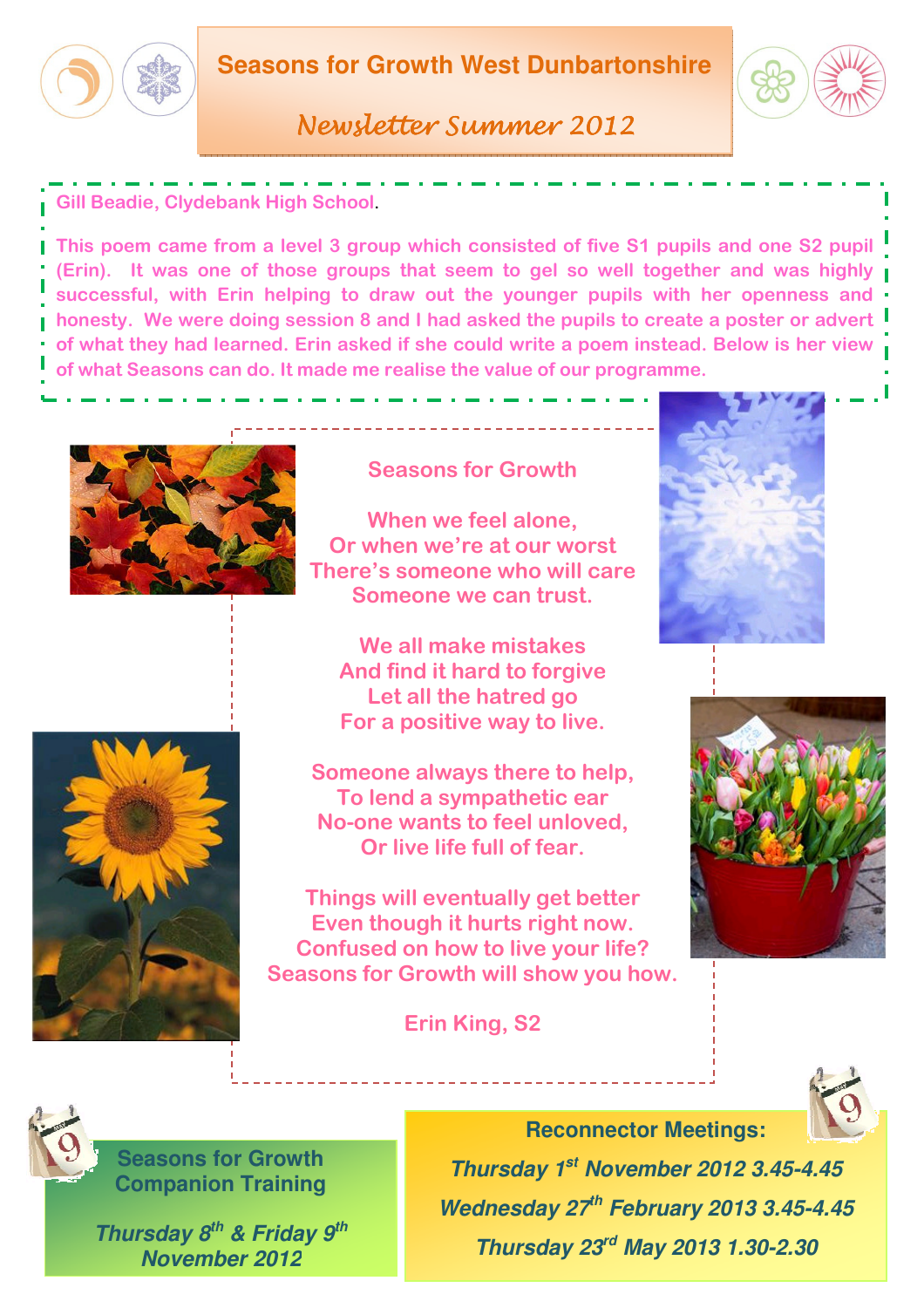# Seasons for Growth West Dunbartonshire

## *Newsletter Summer 2012*

**Gill Beadie, Clydebank High School.**

This poem came from a level 3 group which consisted of five S1 pupils and one S2 pupil (Erin). It was one of those groups that seem to gel so well together and was highly successful, with Erin helping to draw out the younger pupils with her openness and honesty. We were doing session 8 and I had asked the pupils to create a poster or advert of what they had learned. Erin asked if she could write a poem instead. Below is her view of what Seasons can do. It made me realise the value of our programme.

### Seasons for Growth

When we feel alone,
Or when we're at our worst
There's someone who will care
Someone we can trust.

We all make mistakes
And find it hard to forgive
Let all the hatred go
For a positive way to live.

Someone always there to help,
To lend a sympathetic ear
No-one wants to feel unloved,
Or live life full of fear.

Things will eventually get better
Even though it hurts right now.
Confused on how to live your life?
Seasons for Growth will show you how.

Erin King, S2

**Seasons for Growth Companion Training**

***Thursday 8th & Friday 9th November 2012***

**Reconnector Meetings:**

***Thursday 1st November 2012 3.45-4.45***

***Wednesday 27th February 2013 3.45-4.45***

***Thursday 23rd May 2013 1.30-2.30***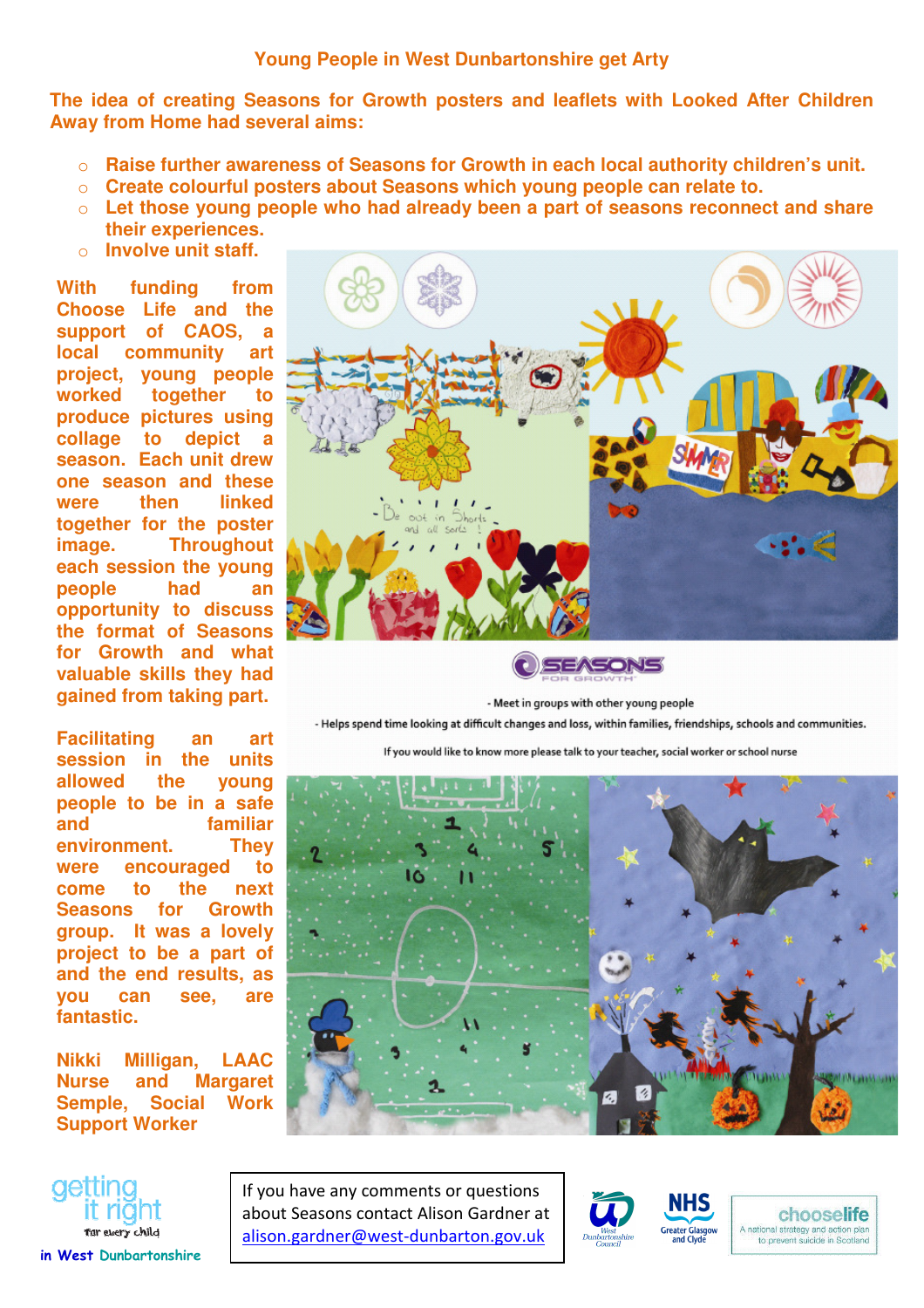# Young People in West Dunbartonshire get Arty

**The idea of creating Seasons for Growth posters and leaflets with Looked After Children Away from Home had several aims:**

- Raise further awareness of Seasons for Growth in each local authority children's unit.
- Create colourful posters about Seasons which young people can relate to.
- Let those young people who had already been a part of seasons reconnect and share their experiences.
- Involve unit staff.

With funding from Choose Life and the support of CAOS, a local community art project, young people worked together to produce pictures using collage to depict a season. Each unit drew one season and these were then linked together for the poster image. Throughout each session the young people had an opportunity to discuss the format of Seasons for Growth and what valuable skills they had gained from taking part.

Facilitating an art session in the units allowed the young people to be in a safe and familiar environment. They were encouraged to come to the next Seasons for Growth group. It was a lovely project to be a part of and the end results, as you can see, are fantastic.

Nikki Milligan, LAAC Nurse and Margaret Semple, Social Work Support Worker

SEASONS FOR GROWTH

- Meet in groups with other young people
- Helps spend time looking at difficult changes and loss, within families, friendships, schools and communities.

If you would like to know more please talk to your teacher, social worker or school nurse

getting it right for every child in West Dunbartonshire

If you have any comments or questions about Seasons contact Alison Gardner at alison.gardner@west-dunbarton.gov.uk

West Dunbartonshire Council

NHS Greater Glasgow and Clyde

choose life — A national strategy and action plan to prevent suicide in Scotland